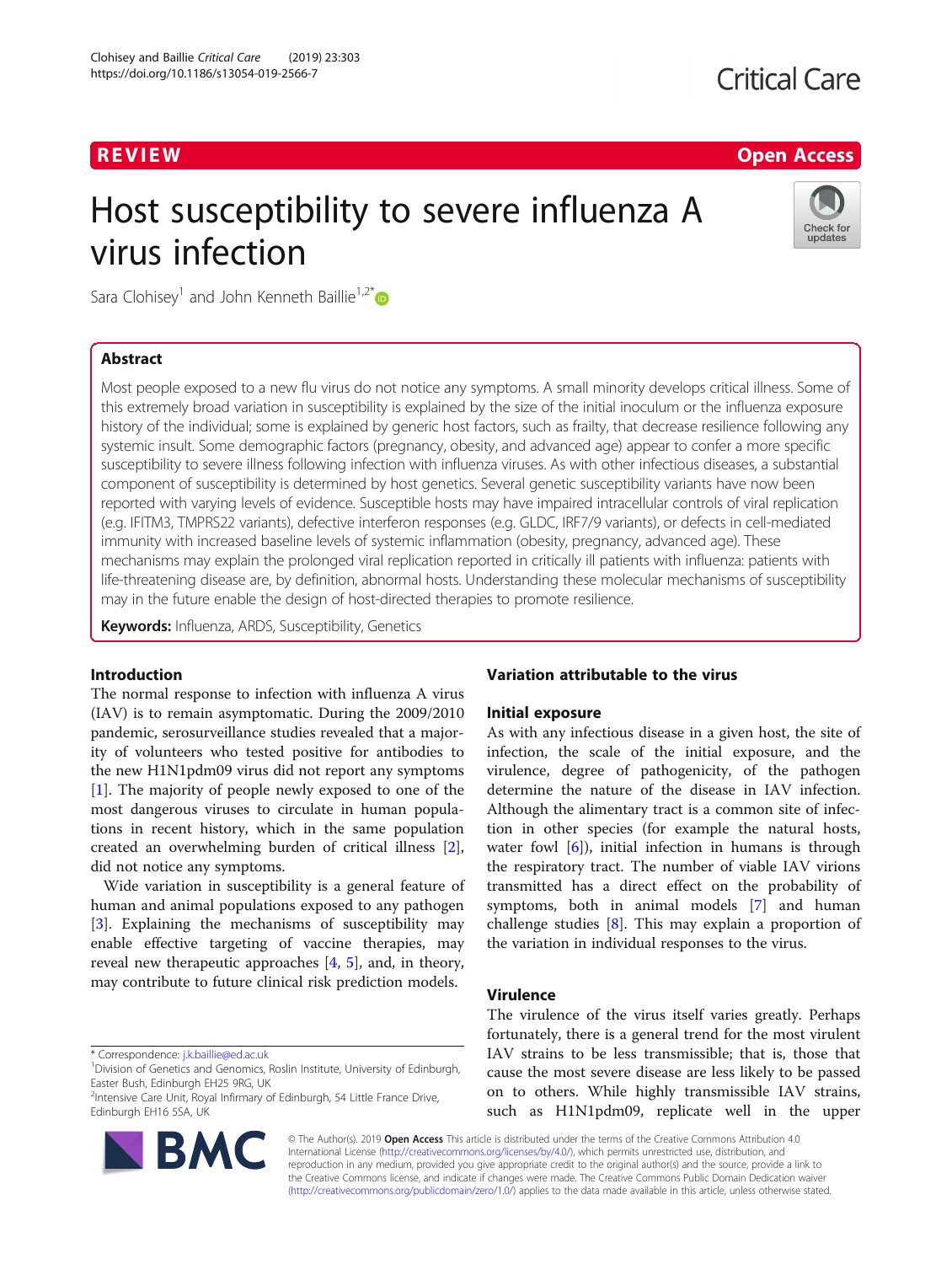REVIEW Open Access

# Host susceptibility to severe influenza A virus infection

Sara Clohisey[1] and John Kenneth Baillie[1,2*]

## Abstract

Most people exposed to a new flu virus do not notice any symptoms. A small minority develops critical illness. Some of this extremely broad variation in susceptibility is explained by the size of the initial inoculum or the influenza exposure history of the individual; some is explained by generic host factors, such as frailty, that decrease resilience following any systemic insult. Some demographic factors (pregnancy, obesity, and advanced age) appear to confer a more specific susceptibility to severe illness following infection with influenza viruses. As with other infectious diseases, a substantial component of susceptibility is determined by host genetics. Several genetic susceptibility variants have now been reported with varying levels of evidence. Susceptible hosts may have impaired intracellular controls of viral replication (e.g. IFITM3, TMPRS22 variants), defective interferon responses (e.g. GLDC, IRF7/9 variants), or defects in cell-mediated immunity with increased baseline levels of systemic inflammation (obesity, pregnancy, advanced age). These mechanisms may explain the prolonged viral replication reported in critically ill patients with influenza: patients with life-threatening disease are, by definition, abnormal hosts. Understanding these molecular mechanisms of susceptibility may in the future enable the design of host-directed therapies to promote resilience.

**Keywords:** Influenza, ARDS, Susceptibility, Genetics

## Introduction

The normal response to infection with influenza A virus (IAV) is to remain asymptomatic. During the 2009/2010 pandemic, serosurveillance studies revealed that a majority of volunteers who tested positive for antibodies to the new H1N1pdm09 virus did not report any symptoms [1]. The majority of people newly exposed to one of the most dangerous viruses to circulate in human populations in recent history, which in the same population created an overwhelming burden of critical illness [2], did not notice any symptoms.

Wide variation in susceptibility is a general feature of human and animal populations exposed to any pathogen [3]. Explaining the mechanisms of susceptibility may enable effective targeting of vaccine therapies, may reveal new therapeutic approaches [4, 5], and, in theory, may contribute to future clinical risk prediction models.

## Variation attributable to the virus

### Initial exposure

As with any infectious disease in a given host, the site of infection, the scale of the initial exposure, and the virulence, degree of pathogenicity, of the pathogen determine the nature of the disease in IAV infection. Although the alimentary tract is a common site of infection in other species (for example the natural hosts, water fowl [6]), initial infection in humans is through the respiratory tract. The number of viable IAV virions transmitted has a direct effect on the probability of symptoms, both in animal models [7] and human challenge studies [8]. This may explain a proportion of the variation in individual responses to the virus.

### Virulence

The virulence of the virus itself varies greatly. Perhaps fortunately, there is a general trend for the most virulent IAV strains to be less transmissible; that is, those that cause the most severe disease are less likely to be passed on to others. While highly transmissible IAV strains, such as H1N1pdm09, replicate well in the upper

\* Correspondence: j.k.baillie@ed.ac.uk
[1]Division of Genetics and Genomics, Roslin Institute, University of Edinburgh, Easter Bush, Edinburgh EH25 9RG, UK
[2]Intensive Care Unit, Royal Infirmary of Edinburgh, 54 Little France Drive, Edinburgh EH16 5SA, UK

© The Author(s). 2019 **Open Access** This article is distributed under the terms of the Creative Commons Attribution 4.0 International License (http://creativecommons.org/licenses/by/4.0/), which permits unrestricted use, distribution, and reproduction in any medium, provided you give appropriate credit to the original author(s) and the source, provide a link to the Creative Commons license, and indicate if changes were made. The Creative Commons Public Domain Dedication waiver (http://creativecommons.org/publicdomain/zero/1.0/) applies to the data made available in this article, unless otherwise stated.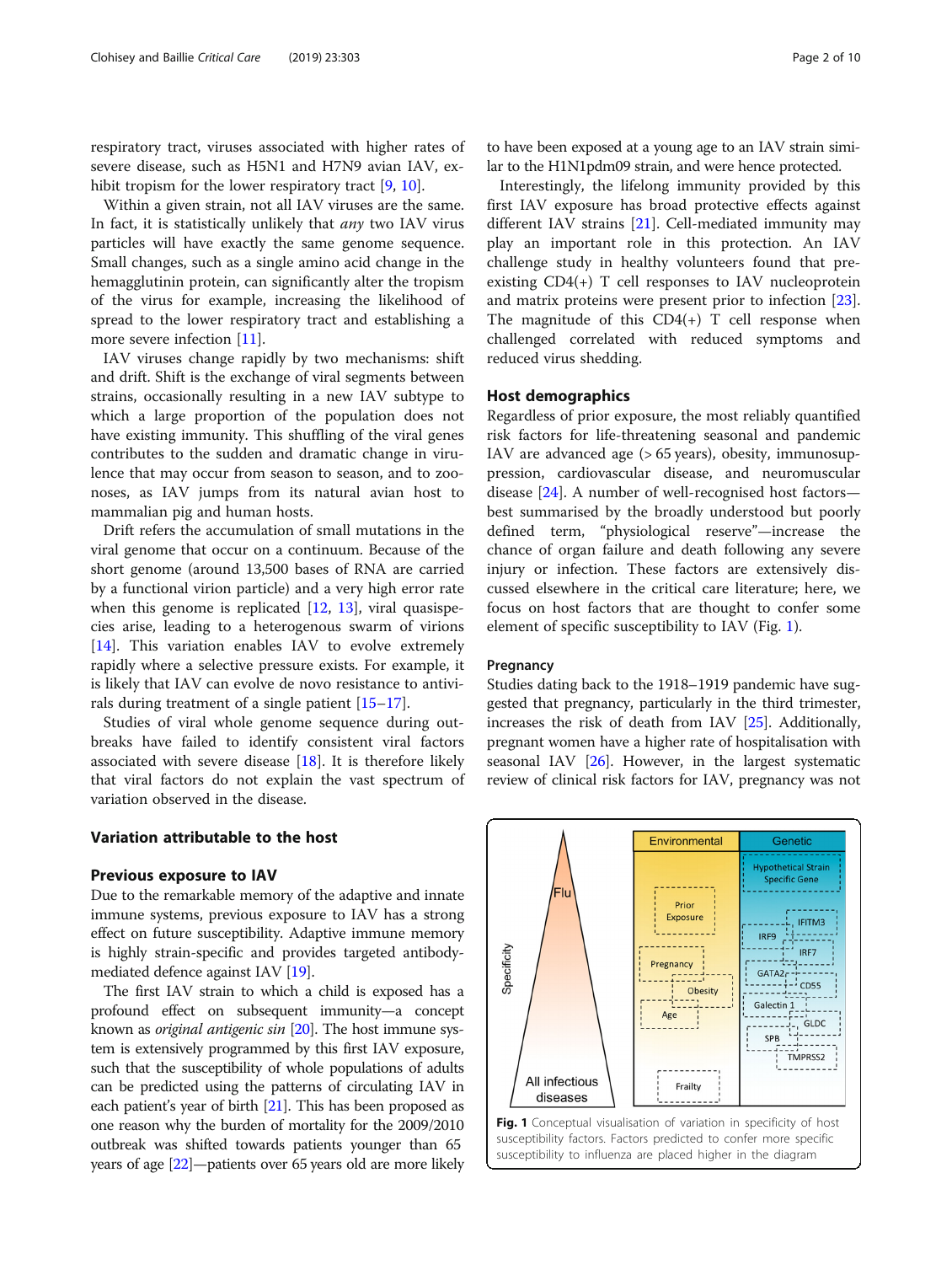respiratory tract, viruses associated with higher rates of severe disease, such as H5N1 and H7N9 avian IAV, exhibit tropism for the lower respiratory tract [9, 10].

Within a given strain, not all IAV viruses are the same. In fact, it is statistically unlikely that *any* two IAV virus particles will have exactly the same genome sequence. Small changes, such as a single amino acid change in the hemagglutinin protein, can significantly alter the tropism of the virus for example, increasing the likelihood of spread to the lower respiratory tract and establishing a more severe infection [11].

IAV viruses change rapidly by two mechanisms: shift and drift. Shift is the exchange of viral segments between strains, occasionally resulting in a new IAV subtype to which a large proportion of the population does not have existing immunity. This shuffling of the viral genes contributes to the sudden and dramatic change in virulence that may occur from season to season, and to zoonoses, as IAV jumps from its natural avian host to mammalian pig and human hosts.

Drift refers the accumulation of small mutations in the viral genome that occur on a continuum. Because of the short genome (around 13,500 bases of RNA are carried by a functional virion particle) and a very high error rate when this genome is replicated [12, 13], viral quasispecies arise, leading to a heterogenous swarm of virions [14]. This variation enables IAV to evolve extremely rapidly where a selective pressure exists. For example, it is likely that IAV can evolve de novo resistance to antivirals during treatment of a single patient [15–17].

Studies of viral whole genome sequence during outbreaks have failed to identify consistent viral factors associated with severe disease [18]. It is therefore likely that viral factors do not explain the vast spectrum of variation observed in the disease.

## Variation attributable to the host

### Previous exposure to IAV

Due to the remarkable memory of the adaptive and innate immune systems, previous exposure to IAV has a strong effect on future susceptibility. Adaptive immune memory is highly strain-specific and provides targeted antibody-mediated defence against IAV [19].

The first IAV strain to which a child is exposed has a profound effect on subsequent immunity—a concept known as *original antigenic sin* [20]. The host immune system is extensively programmed by this first IAV exposure, such that the susceptibility of whole populations of adults can be predicted using the patterns of circulating IAV in each patient's year of birth [21]. This has been proposed as one reason why the burden of mortality for the 2009/2010 outbreak was shifted towards patients younger than 65 years of age [22]—patients over 65 years old are more likely to have been exposed at a young age to an IAV strain similar to the H1N1pdm09 strain, and were hence protected.

Interestingly, the lifelong immunity provided by this first IAV exposure has broad protective effects against different IAV strains [21]. Cell-mediated immunity may play an important role in this protection. An IAV challenge study in healthy volunteers found that pre-existing CD4(+) T cell responses to IAV nucleoprotein and matrix proteins were present prior to infection [23]. The magnitude of this CD4(+) T cell response when challenged correlated with reduced symptoms and reduced virus shedding.

### Host demographics

Regardless of prior exposure, the most reliably quantified risk factors for life-threatening seasonal and pandemic IAV are advanced age (> 65 years), obesity, immunosuppression, cardiovascular disease, and neuromuscular disease [24]. A number of well-recognised host factors—best summarised by the broadly understood but poorly defined term, "physiological reserve"—increase the chance of organ failure and death following any severe injury or infection. These factors are extensively discussed elsewhere in the critical care literature; here, we focus on host factors that are thought to confer some element of specific susceptibility to IAV (Fig. 1).

#### Pregnancy

Studies dating back to the 1918–1919 pandemic have suggested that pregnancy, particularly in the third trimester, increases the risk of death from IAV [25]. Additionally, pregnant women have a higher rate of hospitalisation with seasonal IAV [26]. However, in the largest systematic review of clinical risk factors for IAV, pregnancy was not

Flu
All infectious diseases
Specificity
Environmental
Genetic
Hypothetical Strain Specific Gene
Prior Exposure
IFITM3
IRF9
IRF7
Pregnancy
GATA2
CD55
Obesity
Age
Galectin 1
GLDC
SPB
TMPRSS2
Frailty

**Fig. 1** Conceptual visualisation of variation in specificity of host susceptibility factors. Factors predicted to confer more specific susceptibility to influenza are placed higher in the diagram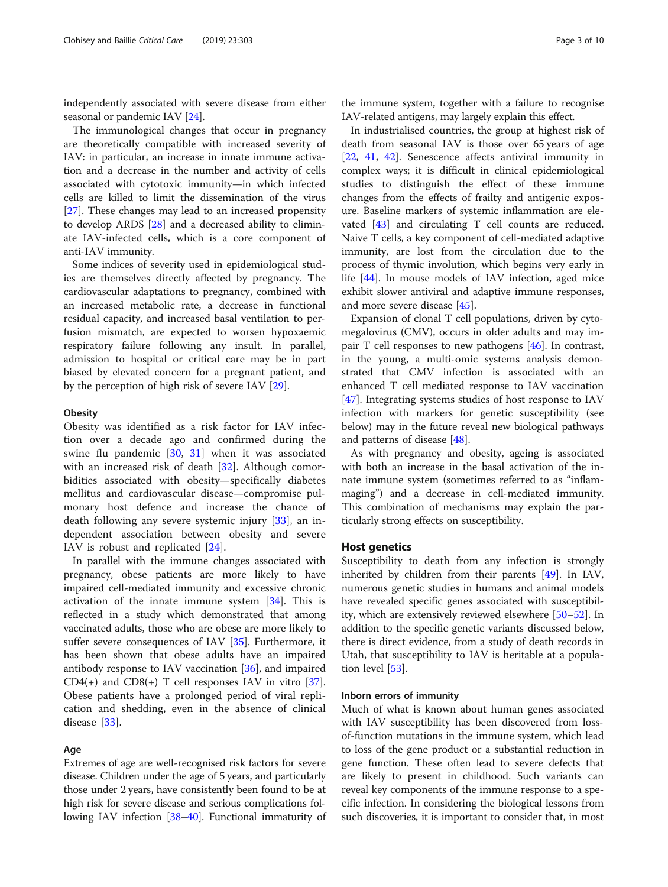independently associated with severe disease from either seasonal or pandemic IAV [24].

The immunological changes that occur in pregnancy are theoretically compatible with increased severity of IAV: in particular, an increase in innate immune activation and a decrease in the number and activity of cells associated with cytotoxic immunity—in which infected cells are killed to limit the dissemination of the virus [27]. These changes may lead to an increased propensity to develop ARDS [28] and a decreased ability to eliminate IAV-infected cells, which is a core component of anti-IAV immunity.

Some indices of severity used in epidemiological studies are themselves directly affected by pregnancy. The cardiovascular adaptations to pregnancy, combined with an increased metabolic rate, a decrease in functional residual capacity, and increased basal ventilation to perfusion mismatch, are expected to worsen hypoxaemic respiratory failure following any insult. In parallel, admission to hospital or critical care may be in part biased by elevated concern for a pregnant patient, and by the perception of high risk of severe IAV [29].

#### Obesity

Obesity was identified as a risk factor for IAV infection over a decade ago and confirmed during the swine flu pandemic [30, 31] when it was associated with an increased risk of death [32]. Although comorbidities associated with obesity—specifically diabetes mellitus and cardiovascular disease—compromise pulmonary host defence and increase the chance of death following any severe systemic injury [33], an independent association between obesity and severe IAV is robust and replicated [24].

In parallel with the immune changes associated with pregnancy, obese patients are more likely to have impaired cell-mediated immunity and excessive chronic activation of the innate immune system [34]. This is reflected in a study which demonstrated that among vaccinated adults, those who are obese are more likely to suffer severe consequences of IAV [35]. Furthermore, it has been shown that obese adults have an impaired antibody response to IAV vaccination [36], and impaired CD4(+) and CD8(+) T cell responses IAV in vitro [37]. Obese patients have a prolonged period of viral replication and shedding, even in the absence of clinical disease [33].

#### Age

Extremes of age are well-recognised risk factors for severe disease. Children under the age of 5 years, and particularly those under 2 years, have consistently been found to be at high risk for severe disease and serious complications following IAV infection [38–40]. Functional immaturity of the immune system, together with a failure to recognise IAV-related antigens, may largely explain this effect.

In industrialised countries, the group at highest risk of death from seasonal IAV is those over 65 years of age [22, 41, 42]. Senescence affects antiviral immunity in complex ways; it is difficult in clinical epidemiological studies to distinguish the effect of these immune changes from the effects of frailty and antigenic exposure. Baseline markers of systemic inflammation are elevated [43] and circulating T cell counts are reduced. Naive T cells, a key component of cell-mediated adaptive immunity, are lost from the circulation due to the process of thymic involution, which begins very early in life [44]. In mouse models of IAV infection, aged mice exhibit slower antiviral and adaptive immune responses, and more severe disease [45].

Expansion of clonal T cell populations, driven by cytomegalovirus (CMV), occurs in older adults and may impair T cell responses to new pathogens [46]. In contrast, in the young, a multi-omic systems analysis demonstrated that CMV infection is associated with an enhanced T cell mediated response to IAV vaccination [47]. Integrating systems studies of host response to IAV infection with markers for genetic susceptibility (see below) may in the future reveal new biological pathways and patterns of disease [48].

As with pregnancy and obesity, ageing is associated with both an increase in the basal activation of the innate immune system (sometimes referred to as "inflammaging") and a decrease in cell-mediated immunity. This combination of mechanisms may explain the particularly strong effects on susceptibility.

### Host genetics

Susceptibility to death from any infection is strongly inherited by children from their parents [49]. In IAV, numerous genetic studies in humans and animal models have revealed specific genes associated with susceptibility, which are extensively reviewed elsewhere [50–52]. In addition to the specific genetic variants discussed below, there is direct evidence, from a study of death records in Utah, that susceptibility to IAV is heritable at a population level [53].

#### Inborn errors of immunity

Much of what is known about human genes associated with IAV susceptibility has been discovered from loss-of-function mutations in the immune system, which lead to loss of the gene product or a substantial reduction in gene function. These often lead to severe defects that are likely to present in childhood. Such variants can reveal key components of the immune response to a specific infection. In considering the biological lessons from such discoveries, it is important to consider that, in most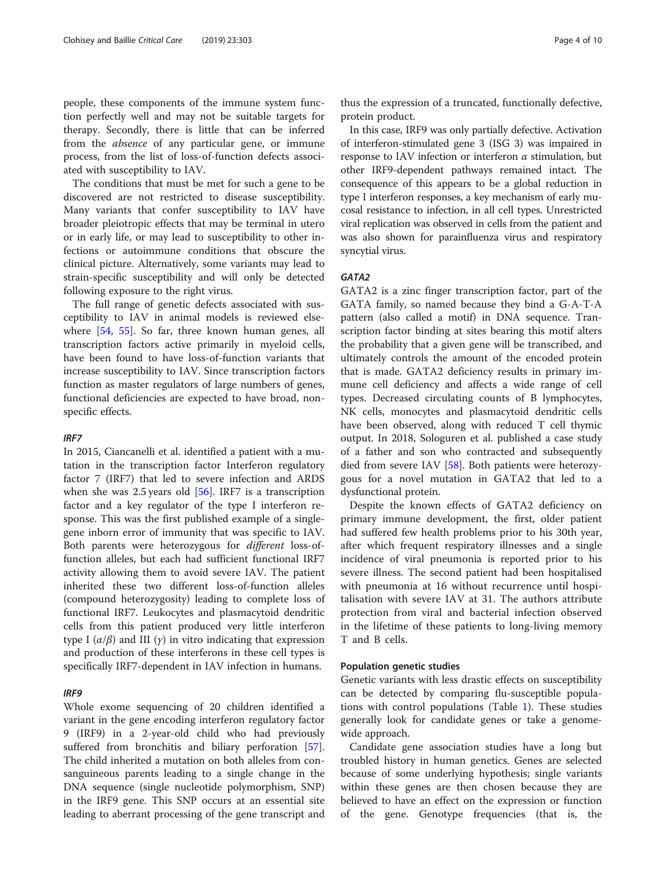people, these components of the immune system function perfectly well and may not be suitable targets for therapy. Secondly, there is little that can be inferred from the *absence* of any particular gene, or immune process, from the list of loss-of-function defects associated with susceptibility to IAV.

The conditions that must be met for such a gene to be discovered are not restricted to disease susceptibility. Many variants that confer susceptibility to IAV have broader pleiotropic effects that may be terminal in utero or in early life, or may lead to susceptibility to other infections or autoimmune conditions that obscure the clinical picture. Alternatively, some variants may lead to strain-specific susceptibility and will only be detected following exposure to the right virus.

The full range of genetic defects associated with susceptibility to IAV in animal models is reviewed elsewhere [54, 55]. So far, three known human genes, all transcription factors active primarily in myeloid cells, have been found to have loss-of-function variants that increase susceptibility to IAV. Since transcription factors function as master regulators of large numbers of genes, functional deficiencies are expected to have broad, non-specific effects.

#### *IRF7*

In 2015, Ciancanelli et al. identified a patient with a mutation in the transcription factor Interferon regulatory factor 7 (IRF7) that led to severe infection and ARDS when she was 2.5 years old [56]. IRF7 is a transcription factor and a key regulator of the type I interferon response. This was the first published example of a single-gene inborn error of immunity that was specific to IAV. Both parents were heterozygous for *different* loss-of-function alleles, but each had sufficient functional IRF7 activity allowing them to avoid severe IAV. The patient inherited these two different loss-of-function alleles (compound heterozygosity) leading to complete loss of functional IRF7. Leukocytes and plasmacytoid dendritic cells from this patient produced very little interferon type I ($\alpha/\beta$) and III ($\gamma$) in vitro indicating that expression and production of these interferons in these cell types is specifically IRF7-dependent in IAV infection in humans.

#### *IRF9*

Whole exome sequencing of 20 children identified a variant in the gene encoding interferon regulatory factor 9 (IRF9) in a 2-year-old child who had previously suffered from bronchitis and biliary perforation [57]. The child inherited a mutation on both alleles from consanguineous parents leading to a single change in the DNA sequence (single nucleotide polymorphism, SNP) in the IRF9 gene. This SNP occurs at an essential site leading to aberrant processing of the gene transcript and thus the expression of a truncated, functionally defective, protein product.

In this case, IRF9 was only partially defective. Activation of interferon-stimulated gene 3 (ISG 3) was impaired in response to IAV infection or interferon $\alpha$ stimulation, but other IRF9-dependent pathways remained intact. The consequence of this appears to be a global reduction in type I interferon responses, a key mechanism of early mucosal resistance to infection, in all cell types. Unrestricted viral replication was observed in cells from the patient and was also shown for parainfluenza virus and respiratory syncytial virus.

#### *GATA2*

GATA2 is a zinc finger transcription factor, part of the GATA family, so named because they bind a G-A-T-A pattern (also called a motif) in DNA sequence. Transcription factor binding at sites bearing this motif alters the probability that a given gene will be transcribed, and ultimately controls the amount of the encoded protein that is made. GATA2 deficiency results in primary immune cell deficiency and affects a wide range of cell types. Decreased circulating counts of B lymphocytes, NK cells, monocytes and plasmacytoid dendritic cells have been observed, along with reduced T cell thymic output. In 2018, Sologuren et al. published a case study of a father and son who contracted and subsequently died from severe IAV [58]. Both patients were heterozygous for a novel mutation in GATA2 that led to a dysfunctional protein.

Despite the known effects of GATA2 deficiency on primary immune development, the first, older patient had suffered few health problems prior to his 30th year, after which frequent respiratory illnesses and a single incidence of viral pneumonia is reported prior to his severe illness. The second patient had been hospitalised with pneumonia at 16 without recurrence until hospitalisation with severe IAV at 31. The authors attribute protection from viral and bacterial infection observed in the lifetime of these patients to long-living memory T and B cells.

### Population genetic studies

Genetic variants with less drastic effects on susceptibility can be detected by comparing flu-susceptible populations with control populations (Table 1). These studies generally look for candidate genes or take a genome-wide approach.

Candidate gene association studies have a long but troubled history in human genetics. Genes are selected because of some underlying hypothesis; single variants within these genes are then chosen because they are believed to have an effect on the expression or function of the gene. Genotype frequencies (that is, the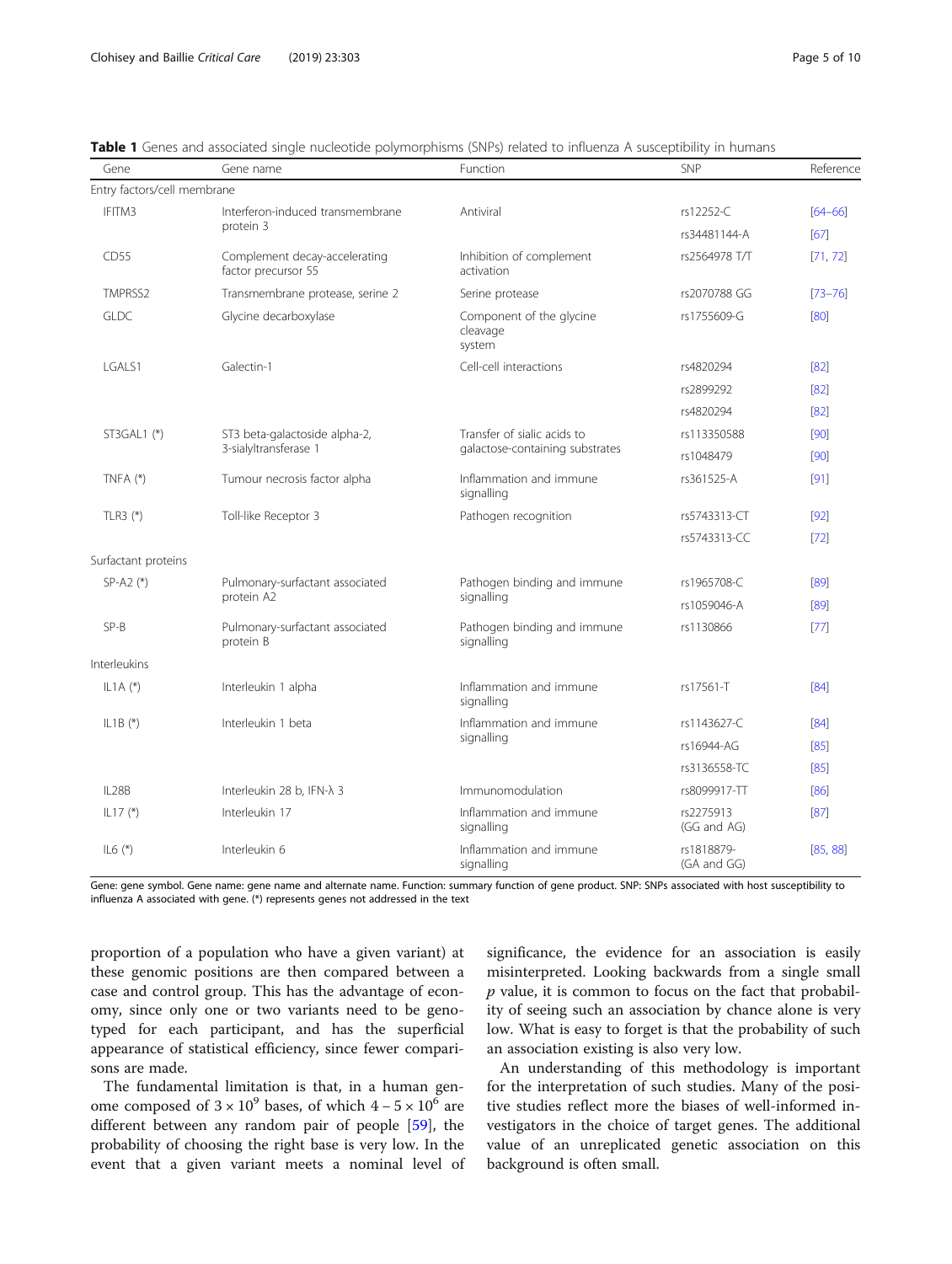**Table 1** Genes and associated single nucleotide polymorphisms (SNPs) related to influenza A susceptibility in humans

| Gene | Gene name | Function | SNP | Reference |
|---|---|---|---|---|
| Entry factors/cell membrane | | | | |
| IFITM3 | Interferon-induced transmembrane protein 3 | Antiviral | rs12252-C | [64–66] |
| | | | rs34481144-A | [67] |
| CD55 | Complement decay-accelerating factor precursor 55 | Inhibition of complement activation | rs2564978 T/T | [71, 72] |
| TMPRSS2 | Transmembrane protease, serine 2 | Serine protease | rs2070788 GG | [73–76] |
| GLDC | Glycine decarboxylase | Component of the glycine cleavage system | rs1755609-G | [80] |
| LGALS1 | Galectin-1 | Cell-cell interactions | rs4820294 | [82] |
| | | | rs2899292 | [82] |
| | | | rs4820294 | [82] |
| ST3GAL1 (*) | ST3 beta-galactoside alpha-2, 3-sialyltransferase 1 | Transfer of sialic acids to galactose-containing substrates | rs113350588 | [90] |
| | | | rs1048479 | [90] |
| TNFA (*) | Tumour necrosis factor alpha | Inflammation and immune signalling | rs361525-A | [91] |
| TLR3 (*) | Toll-like Receptor 3 | Pathogen recognition | rs5743313-CT | [92] |
| | | | rs5743313-CC | [72] |
| Surfactant proteins | | | | |
| SP-A2 (*) | Pulmonary-surfactant associated protein A2 | Pathogen binding and immune signalling | rs1965708-C | [89] |
| | | | rs1059046-A | [89] |
| SP-B | Pulmonary-surfactant associated protein B | Pathogen binding and immune signalling | rs1130866 | [77] |
| Interleukins | | | | |
| IL1A (*) | Interleukin 1 alpha | Inflammation and immune signalling | rs17561-T | [84] |
| IL1B (*) | Interleukin 1 beta | Inflammation and immune signalling | rs1143627-C | [84] |
| | | | rs16944-AG | [85] |
| | | | rs3136558-TC | [85] |
| IL28B | Interleukin 28 b, IFN-λ 3 | Immunomodulation | rs8099917-TT | [86] |
| IL17 (*) | Interleukin 17 | Inflammation and immune signalling | rs2275913 (GG and AG) | [87] |
| IL6 (*) | Interleukin 6 | Inflammation and immune signalling | rs1818879- (GA and GG) | [85, 88] |

Gene: gene symbol. Gene name: gene name and alternate name. Function: summary function of gene product. SNP: SNPs associated with host susceptibility to influenza A associated with gene. (*) represents genes not addressed in the text

proportion of a population who have a given variant) at these genomic positions are then compared between a case and control group. This has the advantage of economy, since only one or two variants need to be genotyped for each participant, and has the superficial appearance of statistical efficiency, since fewer comparisons are made.

The fundamental limitation is that, in a human genome composed of $3 \times 10^9$ bases, of which $4 - 5 \times 10^6$ are different between any random pair of people [59], the probability of choosing the right base is very low. In the event that a given variant meets a nominal level of significance, the evidence for an association is easily misinterpreted. Looking backwards from a single small $p$ value, it is common to focus on the fact that probability of seeing such an association by chance alone is very low. What is easy to forget is that the probability of such an association existing is also very low.

An understanding of this methodology is important for the interpretation of such studies. Many of the positive studies reflect more the biases of well-informed investigators in the choice of target genes. The additional value of an unreplicated genetic association on this background is often small.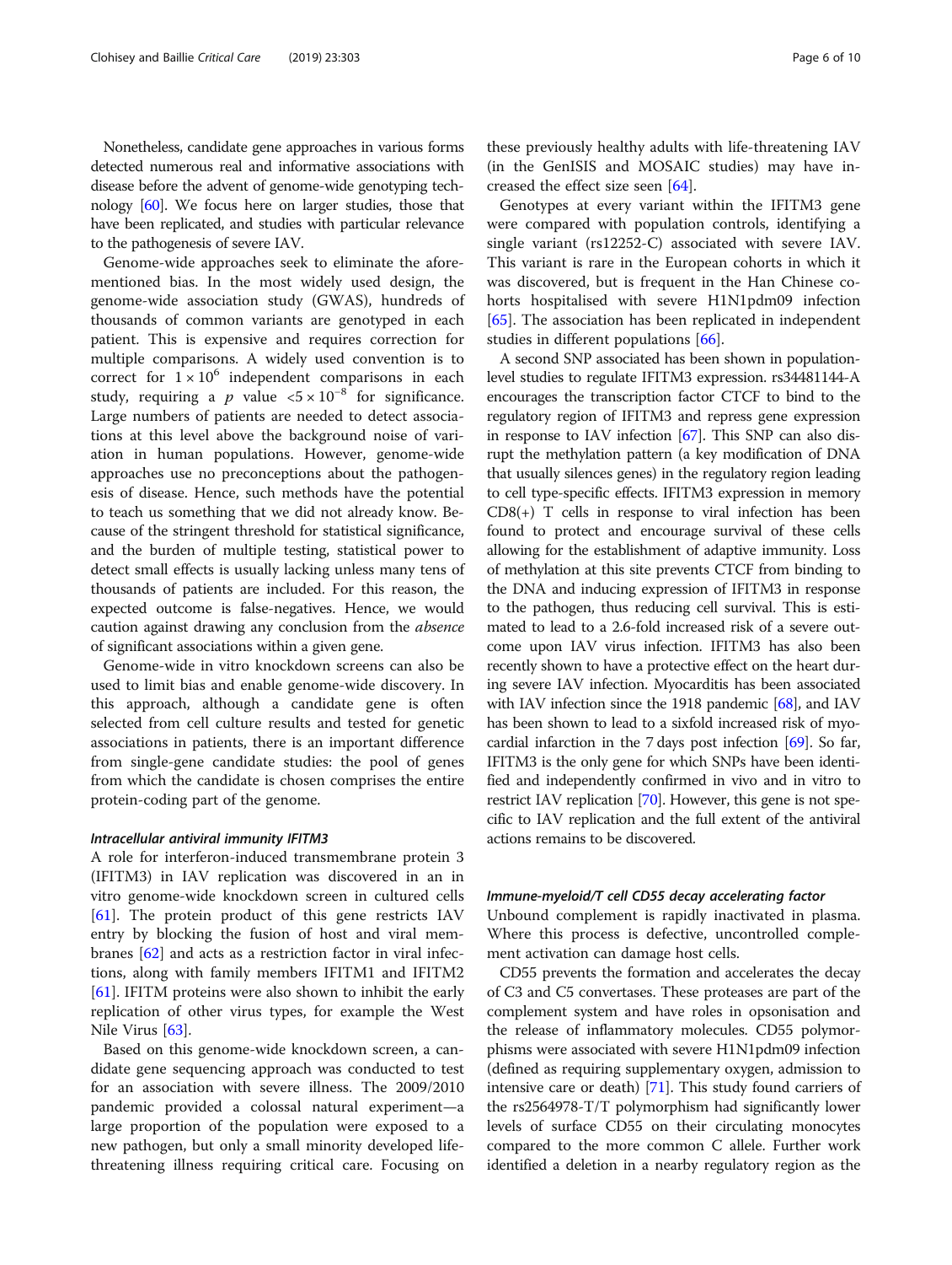Nonetheless, candidate gene approaches in various forms detected numerous real and informative associations with disease before the advent of genome-wide genotyping technology [60]. We focus here on larger studies, those that have been replicated, and studies with particular relevance to the pathogenesis of severe IAV.

Genome-wide approaches seek to eliminate the aforementioned bias. In the most widely used design, the genome-wide association study (GWAS), hundreds of thousands of common variants are genotyped in each patient. This is expensive and requires correction for multiple comparisons. A widely used convention is to correct for $1 \times 10^6$ independent comparisons in each study, requiring a $p$ value $<5 \times 10^{-8}$ for significance. Large numbers of patients are needed to detect associations at this level above the background noise of variation in human populations. However, genome-wide approaches use no preconceptions about the pathogenesis of disease. Hence, such methods have the potential to teach us something that we did not already know. Because of the stringent threshold for statistical significance, and the burden of multiple testing, statistical power to detect small effects is usually lacking unless many tens of thousands of patients are included. For this reason, the expected outcome is false-negatives. Hence, we would caution against drawing any conclusion from the *absence* of significant associations within a given gene.

Genome-wide in vitro knockdown screens can also be used to limit bias and enable genome-wide discovery. In this approach, although a candidate gene is often selected from cell culture results and tested for genetic associations in patients, there is an important difference from single-gene candidate studies: the pool of genes from which the candidate is chosen comprises the entire protein-coding part of the genome.

#### *Intracellular antiviral immunity IFITM3*

A role for interferon-induced transmembrane protein 3 (IFITM3) in IAV replication was discovered in an in vitro genome-wide knockdown screen in cultured cells [61]. The protein product of this gene restricts IAV entry by blocking the fusion of host and viral membranes [62] and acts as a restriction factor in viral infections, along with family members IFITM1 and IFITM2 [61]. IFITM proteins were also shown to inhibit the early replication of other virus types, for example the West Nile Virus [63].

Based on this genome-wide knockdown screen, a candidate gene sequencing approach was conducted to test for an association with severe illness. The 2009/2010 pandemic provided a colossal natural experiment—a large proportion of the population were exposed to a new pathogen, but only a small minority developed life-threatening illness requiring critical care. Focusing on these previously healthy adults with life-threatening IAV (in the GenISIS and MOSAIC studies) may have increased the effect size seen [64].

Genotypes at every variant within the IFITM3 gene were compared with population controls, identifying a single variant (rs12252-C) associated with severe IAV. This variant is rare in the European cohorts in which it was discovered, but is frequent in the Han Chinese cohorts hospitalised with severe H1N1pdm09 infection [65]. The association has been replicated in independent studies in different populations [66].

A second SNP associated has been shown in population-level studies to regulate IFITM3 expression. rs34481144-A encourages the transcription factor CTCF to bind to the regulatory region of IFITM3 and repress gene expression in response to IAV infection [67]. This SNP can also disrupt the methylation pattern (a key modification of DNA that usually silences genes) in the regulatory region leading to cell type-specific effects. IFITM3 expression in memory CD8(+) T cells in response to viral infection has been found to protect and encourage survival of these cells allowing for the establishment of adaptive immunity. Loss of methylation at this site prevents CTCF from binding to the DNA and inducing expression of IFITM3 in response to the pathogen, thus reducing cell survival. This is estimated to lead to a 2.6-fold increased risk of a severe outcome upon IAV virus infection. IFITM3 has also been recently shown to have a protective effect on the heart during severe IAV infection. Myocarditis has been associated with IAV infection since the 1918 pandemic [68], and IAV has been shown to lead to a sixfold increased risk of myocardial infarction in the 7 days post infection [69]. So far, IFITM3 is the only gene for which SNPs have been identified and independently confirmed in vivo and in vitro to restrict IAV replication [70]. However, this gene is not specific to IAV replication and the full extent of the antiviral actions remains to be discovered.

#### *Immune-myeloid/T cell CD55 decay accelerating factor*

Unbound complement is rapidly inactivated in plasma. Where this process is defective, uncontrolled complement activation can damage host cells.

CD55 prevents the formation and accelerates the decay of C3 and C5 convertases. These proteases are part of the complement system and have roles in opsonisation and the release of inflammatory molecules. CD55 polymorphisms were associated with severe H1N1pdm09 infection (defined as requiring supplementary oxygen, admission to intensive care or death) [71]. This study found carriers of the rs2564978-T/T polymorphism had significantly lower levels of surface CD55 on their circulating monocytes compared to the more common C allele. Further work identified a deletion in a nearby regulatory region as the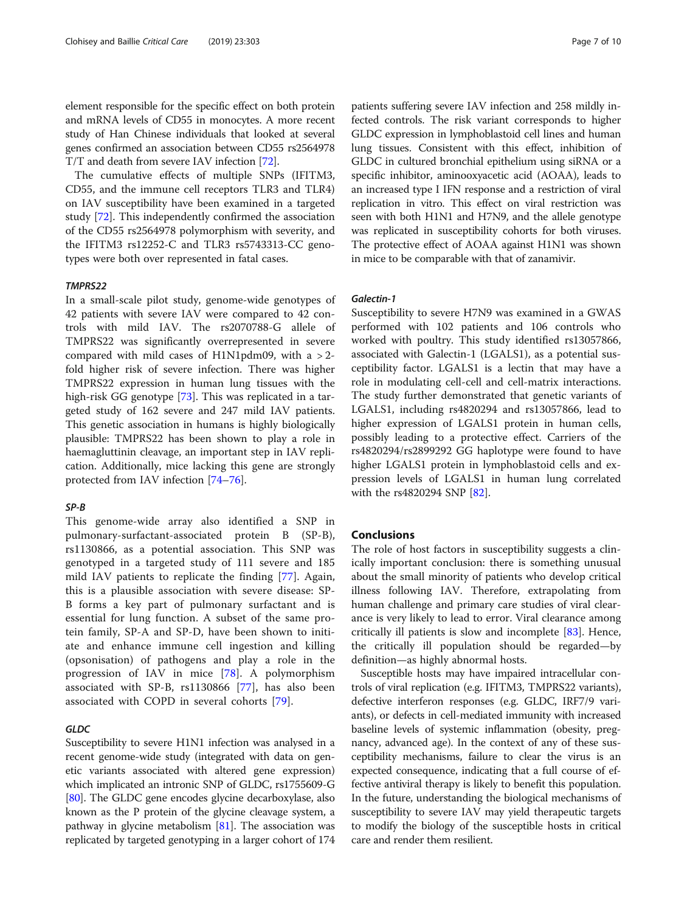element responsible for the specific effect on both protein and mRNA levels of CD55 in monocytes. A more recent study of Han Chinese individuals that looked at several genes confirmed an association between CD55 rs2564978 T/T and death from severe IAV infection [72].

The cumulative effects of multiple SNPs (IFITM3, CD55, and the immune cell receptors TLR3 and TLR4) on IAV susceptibility have been examined in a targeted study [72]. This independently confirmed the association of the CD55 rs2564978 polymorphism with severity, and the IFITM3 rs12252-C and TLR3 rs5743313-CC genotypes were both over represented in fatal cases.

#### *TMPRSS2*

In a small-scale pilot study, genome-wide genotypes of 42 patients with severe IAV were compared to 42 controls with mild IAV. The rs2070788-G allele of TMPRSS2 was significantly overrepresented in severe compared with mild cases of H1N1pdm09, with a > 2-fold higher risk of severe infection. There was higher TMPRSS2 expression in human lung tissues with the high-risk GG genotype [73]. This was replicated in a targeted study of 162 severe and 247 mild IAV patients. This genetic association in humans is highly biologically plausible: TMPRSS2 has been shown to play a role in haemagluttinin cleavage, an important step in IAV replication. Additionally, mice lacking this gene are strongly protected from IAV infection [74–76].

#### *SP-B*

This genome-wide array also identified a SNP in pulmonary-surfactant-associated protein B (SP-B), rs1130866, as a potential association. This SNP was genotyped in a targeted study of 111 severe and 185 mild IAV patients to replicate the finding [77]. Again, this is a plausible association with severe disease: SP-B forms a key part of pulmonary surfactant and is essential for lung function. A subset of the same protein family, SP-A and SP-D, have been shown to initiate and enhance immune cell ingestion and killing (opsonisation) of pathogens and play a role in the progression of IAV in mice [78]. A polymorphism associated with SP-B, rs1130866 [77], has also been associated with COPD in several cohorts [79].

#### *GLDC*

Susceptibility to severe H1N1 infection was analysed in a recent genome-wide study (integrated with data on genetic variants associated with altered gene expression) which implicated an intronic SNP of GLDC, rs1755609-G [80]. The GLDC gene encodes glycine decarboxylase, also known as the P protein of the glycine cleavage system, a pathway in glycine metabolism [81]. The association was replicated by targeted genotyping in a larger cohort of 174 patients suffering severe IAV infection and 258 mildly infected controls. The risk variant corresponds to higher GLDC expression in lymphoblastoid cell lines and human lung tissues. Consistent with this effect, inhibition of GLDC in cultured bronchial epithelium using siRNA or a specific inhibitor, aminooxyacetic acid (AOAA), leads to an increased type I IFN response and a restriction of viral replication in vitro. This effect on viral restriction was seen with both H1N1 and H7N9, and the allele genotype was replicated in susceptibility cohorts for both viruses. The protective effect of AOAA against H1N1 was shown in mice to be comparable with that of zanamivir.

#### *Galectin-1*

Susceptibility to severe H7N9 was examined in a GWAS performed with 102 patients and 106 controls who worked with poultry. This study identified rs13057866, associated with Galectin-1 (LGALS1), as a potential susceptibility factor. LGALS1 is a lectin that may have a role in modulating cell-cell and cell-matrix interactions. The study further demonstrated that genetic variants of LGALS1, including rs4820294 and rs13057866, lead to higher expression of LGALS1 protein in human cells, possibly leading to a protective effect. Carriers of the rs4820294/rs2899292 GG haplotype were found to have higher LGALS1 protein in lymphoblastoid cells and expression levels of LGALS1 in human lung correlated with the rs4820294 SNP [82].

## Conclusions

The role of host factors in susceptibility suggests a clinically important conclusion: there is something unusual about the small minority of patients who develop critical illness following IAV. Therefore, extrapolating from human challenge and primary care studies of viral clearance is very likely to lead to error. Viral clearance among critically ill patients is slow and incomplete [83]. Hence, the critically ill population should be regarded—by definition—as highly abnormal hosts.

Susceptible hosts may have impaired intracellular controls of viral replication (e.g. IFITM3, TMPRSS2 variants), defective interferon responses (e.g. GLDC, IRF7/9 variants), or defects in cell-mediated immunity with increased baseline levels of systemic inflammation (obesity, pregnancy, advanced age). In the context of any of these susceptibility mechanisms, failure to clear the virus is an expected consequence, indicating that a full course of effective antiviral therapy is likely to benefit this population. In the future, understanding the biological mechanisms of susceptibility to severe IAV may yield therapeutic targets to modify the biology of the susceptible hosts in critical care and render them resilient.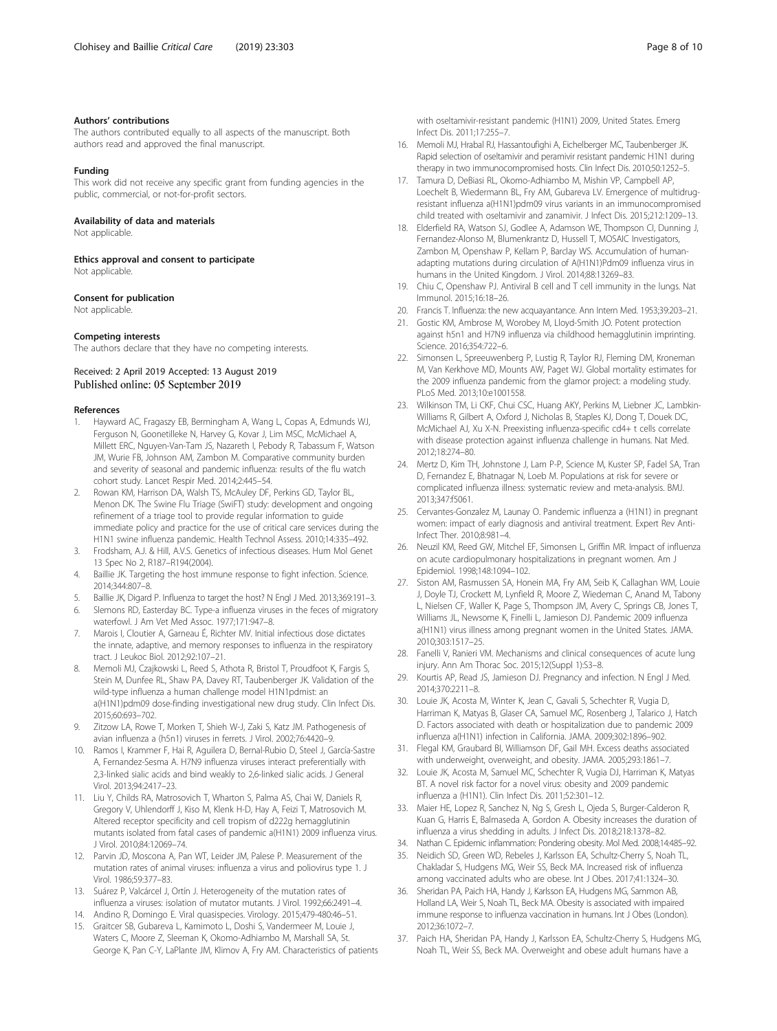#### Authors' contributions

The authors contributed equally to all aspects of the manuscript. Both authors read and approved the final manuscript.

#### Funding

This work did not receive any specific grant from funding agencies in the public, commercial, or not-for-profit sectors.

#### Availability of data and materials

Not applicable.

#### Ethics approval and consent to participate

Not applicable.

#### Consent for publication

Not applicable.

#### Competing interests

The authors declare that they have no competing interests.

Received: 2 April 2019 Accepted: 13 August 2019
Published online: 05 September 2019

#### References

1. Hayward AC, Fragaszy EB, Bermingham A, Wang L, Copas A, Edmunds WJ, Ferguson N, Goonetilleke N, Harvey G, Kovar J, Lim MSC, McMichael A, Millett ERC, Nguyen-Van-Tam JS, Nazareth I, Pebody R, Tabassum F, Watson JM, Wurie FB, Johnson AM, Zambon M. Comparative community burden and severity of seasonal and pandemic influenza: results of the flu watch cohort study. Lancet Respir Med. 2014;2:445–54.
2. Rowan KM, Harrison DA, Walsh TS, McAuley DF, Perkins GD, Taylor BL, Menon DK. The Swine Flu Triage (SwiFT) study: development and ongoing refinement of a triage tool to provide regular information to guide immediate policy and practice for the use of critical care services during the H1N1 swine influenza pandemic. Health Technol Assess. 2010;14:335–492.
3. Frodsham, A.J. & Hill, A.V.S. Genetics of infectious diseases. Hum Mol Genet 13 Spec No 2, R187–R194(2004).
4. Baillie JK. Targeting the host immune response to fight infection. Science. 2014;344:807–8.
5. Baillie JK, Digard P. Influenza to target the host? N Engl J Med. 2013;369:191–3.
6. Slemons RD, Easterday BC. Type-a influenza viruses in the feces of migratory waterfowl. J Am Vet Med Assoc. 1977;171:947–8.
7. Marois I, Cloutier A, Garneau É, Richter MV. Initial infectious dose dictates the innate, adaptive, and memory responses to influenza in the respiratory tract. J Leukoc Biol. 2012;92:107–21.
8. Memoli MJ, Czajkowski L, Reed S, Athota R, Bristol T, Proudfoot K, Fargis S, Stein M, Dunfee RL, Shaw PA, Davey RT, Taubenberger JK. Validation of the wild-type influenza a human challenge model H1N1pdmist: an a(H1N1)pdm09 dose-finding investigational new drug study. Clin Infect Dis. 2015;60:693–702.
9. Zitzow LA, Rowe T, Morken T, Shieh W-J, Zaki S, Katz JM. Pathogenesis of avian influenza a (h5n1) viruses in ferrets. J Virol. 2002;76:4420–9.
10. Ramos I, Krammer F, Hai R, Aguilera D, Bernal-Rubio D, Steel J, García-Sastre A, Fernandez-Sesma A. H7N9 influenza viruses interact preferentially with 2,3-linked sialic acids and bind weakly to 2,6-linked sialic acids. J General Virol. 2013;94:2417–23.
11. Liu Y, Childs RA, Matrosovich T, Wharton S, Palma AS, Chai W, Daniels R, Gregory V, Uhlendorff J, Kiso M, Klenk H-D, Hay A, Feizi T, Matrosovich M. Altered receptor specificity and cell tropism of d222g hemagglutinin mutants isolated from fatal cases of pandemic a(H1N1) 2009 influenza virus. J Virol. 2010;84:12069–74.
12. Parvin JD, Moscona A, Pan WT, Leider JM, Palese P. Measurement of the mutation rates of animal viruses: influenza a virus and poliovirus type 1. J Virol. 1986;59:377–83.
13. Suárez P, Valcárcel J, Ortín J. Heterogeneity of the mutation rates of influenza a viruses: isolation of mutator mutants. J Virol. 1992;66:2491–4.
14. Andino R, Domingo E. Viral quasispecies. Virology. 2015;479-480:46–51.
15. Graitcer SB, Gubareva L, Kamimoto L, Doshi S, Vandermeer M, Louie J, Waters C, Moore Z, Sleeman K, Okomo-Adhiambo M, Marshall SA, St. George K, Pan C-Y, LaPlante JM, Klimov A, Fry AM. Characteristics of patients with oseltamivir-resistant pandemic (H1N1) 2009, United States. Emerg Infect Dis. 2011;17:255–7.
16. Memoli MJ, Hrabal RJ, Hassantoufighi A, Eichelberger MC, Taubenberger JK. Rapid selection of oseltamivir and peramivir resistant pandemic H1N1 during therapy in two immunocompromised hosts. Clin Infect Dis. 2010;50:1252–5.
17. Tamura D, DeBiasi RL, Okomo-Adhiambo M, Mishin VP, Campbell AP, Loechelt B, Wiedermann BL, Fry AM, Gubareva LV. Emergence of multidrug-resistant influenza a(H1N1)pdm09 virus variants in an immunocompromised child treated with oseltamivir and zanamivir. J Infect Dis. 2015;212:1209–13.
18. Elderfield RA, Watson SJ, Godlee A, Adamson WE, Thompson CI, Dunning J, Fernandez-Alonso M, Blumenkrantz D, Hussell T, MOSAIC Investigators, Zambon M, Openshaw P, Kellam P, Barclay WS. Accumulation of human-adapting mutations during circulation of A(H1N1)Pdm09 influenza virus in humans in the United Kingdom. J Virol. 2014;88:13269–83.
19. Chiu C, Openshaw PJ. Antiviral B cell and T cell immunity in the lungs. Nat Immunol. 2015;16:18–26.
20. Francis T. Influenza: the new acquayantance. Ann Intern Med. 1953;39:203–21.
21. Gostic KM, Ambrose M, Worobey M, Lloyd-Smith JO. Potent protection against h5n1 and H7N9 influenza via childhood hemagglutinin imprinting. Science. 2016;354:722–6.
22. Simonsen L, Spreeuwenberg P, Lustig R, Taylor RJ, Fleming DM, Kroneman M, Van Kerkhove MD, Mounts AW, Paget WJ. Global mortality estimates for the 2009 influenza pandemic from the glamor project: a modeling study. PLoS Med. 2013;10:e1001558.
23. Wilkinson TM, Li CKF, Chui CSC, Huang AKY, Perkins M, Liebner JC, Lambkin-Williams R, Gilbert A, Oxford J, Nicholas B, Staples KJ, Dong T, Douek DC, McMichael AJ, Xu X-N. Preexisting influenza-specific cd4+ t cells correlate with disease protection against influenza challenge in humans. Nat Med. 2012;18:274–80.
24. Mertz D, Kim TH, Johnstone J, Lam P-P, Science M, Kuster SP, Fadel SA, Tran D, Fernandez E, Bhatnagar N, Loeb M. Populations at risk for severe or complicated influenza illness: systematic review and meta-analysis. BMJ. 2013;347:f5061.
25. Cervantes-Gonzalez M, Launay O. Pandemic influenza a (H1N1) in pregnant women: impact of early diagnosis and antiviral treatment. Expert Rev Anti-Infect Ther. 2010;8:981–4.
26. Neuzil KM, Reed GW, Mitchel EF, Simonsen L, Griffin MR. Impact of influenza on acute cardiopulmonary hospitalizations in pregnant women. Am J Epidemiol. 1998;148:1094–102.
27. Siston AM, Rasmussen SA, Honein MA, Fry AM, Seib K, Callaghan WM, Louie J, Doyle TJ, Crockett M, Lynfield R, Moore Z, Wiedeman C, Anand M, Tabony L, Nielsen CF, Waller K, Page S, Thompson JM, Avery C, Springs CB, Jones T, Williams JL, Newsome K, Finelli L, Jamieson DJ. Pandemic 2009 influenza a(H1N1) virus illness among pregnant women in the United States. JAMA. 2010;303:1517–25.
28. Fanelli V, Ranieri VM. Mechanisms and clinical consequences of acute lung injury. Ann Am Thorac Soc. 2015;12(Suppl 1):S3–8.
29. Kourtis AP, Read JS, Jamieson DJ. Pregnancy and infection. N Engl J Med. 2014;370:2211–8.
30. Louie JK, Acosta M, Winter K, Jean C, Gavali S, Schechter R, Vugia D, Harriman K, Matyas B, Glaser CA, Samuel MC, Rosenberg J, Talarico J, Hatch D. Factors associated with death or hospitalization due to pandemic 2009 influenza a(H1N1) infection in California. JAMA. 2009;302:1896–902.
31. Flegal KM, Graubard BI, Williamson DF, Gail MH. Excess deaths associated with underweight, overweight, and obesity. JAMA. 2005;293:1861–7.
32. Louie JK, Acosta M, Samuel MC, Schechter R, Vugia DJ, Harriman K, Matyas BT. A novel risk factor for a novel virus: obesity and 2009 pandemic influenza a (H1N1). Clin Infect Dis. 2011;52:301–12.
33. Maier HE, Lopez R, Sanchez N, Ng S, Gresh L, Ojeda S, Burger-Calderon R, Kuan G, Harris E, Balmaseda A, Gordon A. Obesity increases the duration of influenza a virus shedding in adults. J Infect Dis. 2018;218:1378–82.
34. Nathan C. Epidemic inflammation: Pondering obesity. Mol Med. 2008;14:485–92.
35. Neidich SD, Green WD, Rebeles J, Karlsson EA, Schultz-Cherry S, Noah TL, Chakladar S, Hudgens MG, Weir SS, Beck MA. Increased risk of influenza among vaccinated adults who are obese. Int J Obes. 2017;41:1324–30.
36. Sheridan PA, Paich HA, Handy J, Karlsson EA, Hudgens MG, Sammon AB, Holland LA, Weir S, Noah TL, Beck MA. Obesity is associated with impaired immune response to influenza vaccination in humans. Int J Obes (London). 2012;36:1072–7.
37. Paich HA, Sheridan PA, Handy J, Karlsson EA, Schultz-Cherry S, Hudgens MG, Noah TL, Weir SS, Beck MA. Overweight and obese adult humans have a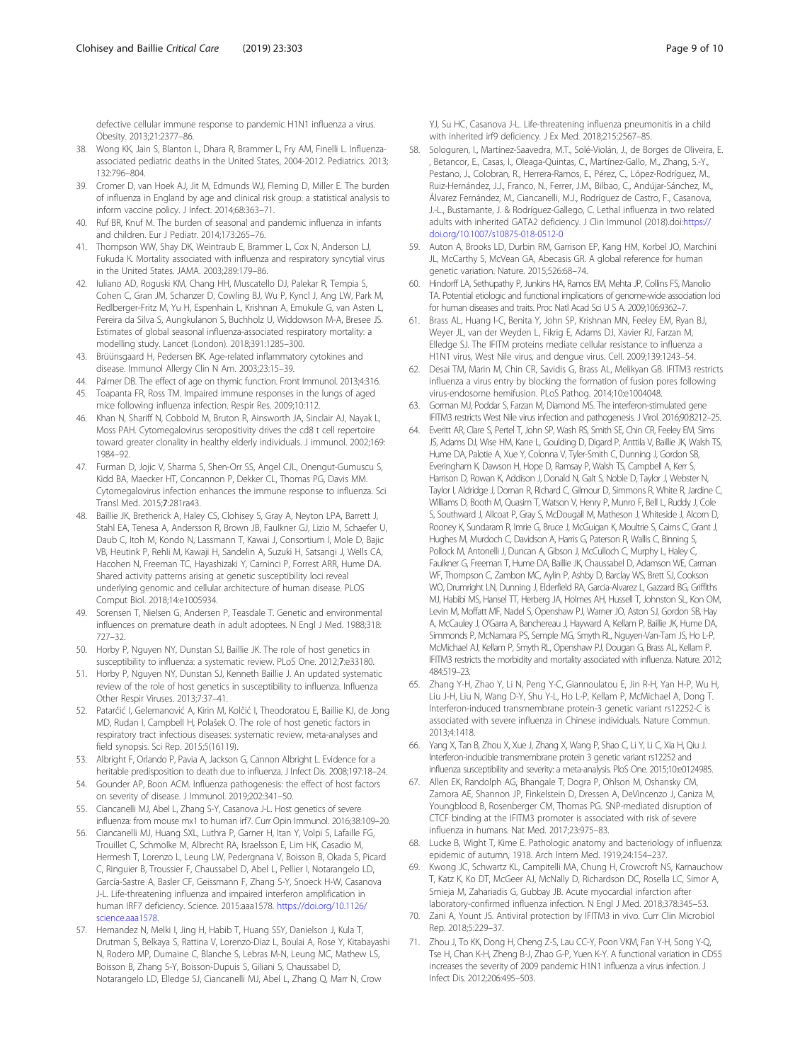defective cellular immune response to pandemic H1N1 influenza a virus. Obesity. 2013;21:2377–86.

38. Wong KK, Jain S, Blanton L, Dhara R, Brammer L, Fry AM, Finelli L. Influenza-associated pediatric deaths in the United States, 2004-2012. Pediatrics. 2013; 132:796–804.
39. Cromer D, van Hoek AJ, Jit M, Edmunds WJ, Fleming D, Miller E. The burden of influenza in England by age and clinical risk group: a statistical analysis to inform vaccine policy. J Infect. 2014;68:363–71.
40. Ruf BR, Knuf M. The burden of seasonal and pandemic influenza in infants and children. Eur J Pediatr. 2014;173:265–76.
41. Thompson WW, Shay DK, Weintraub E, Brammer L, Cox N, Anderson LJ, Fukuda K. Mortality associated with influenza and respiratory syncytial virus in the United States. JAMA. 2003;289:179–86.
42. Iuliano AD, Roguski KM, Chang HH, Muscatello DJ, Palekar R, Tempia S, Cohen C, Gran JM, Schanzer D, Cowling BJ, Wu P, Kyncl J, Ang LW, Park M, Redlberger-Fritz M, Yu H, Espenhain L, Krishnan A, Emukule G, van Asten L, Pereira da Silva S, Aungkulanon S, Buchholz U, Widdowson M-A, Bresee JS. Estimates of global seasonal influenza-associated respiratory mortality: a modelling study. Lancet (London). 2018;391:1285–300.
43. Brüünsgaard H, Pedersen BK. Age-related inflammatory cytokines and disease. Immunol Allergy Clin N Am. 2003;23:15–39.
44. Palmer DB. The effect of age on thymic function. Front Immunol. 2013;4:316.
45. Toapanta FR, Ross TM. Impaired immune responses in the lungs of aged mice following influenza infection. Respir Res. 2009;10:112.
46. Khan N, Shariff N, Cobbold M, Bruton R, Ainsworth JA, Sinclair AJ, Nayak L, Moss PAH. Cytomegalovirus seropositivity drives the cd8 t cell repertoire toward greater clonality in healthy elderly individuals. J immunol. 2002;169: 1984–92.
47. Furman D, Jojic V, Sharma S, Shen-Orr SS, Angel CJL, Onengut-Gumuscu S, Kidd BA, Maecker HT, Concannon P, Dekker CL, Thomas PG, Davis MM. Cytomegalovirus infection enhances the immune response to influenza. Sci Transl Med. 2015;7:281ra43.
48. Baillie JK, Bretherick A, Haley CS, Clohisey S, Gray A, Neyton LPA, Barrett J, Stahl EA, Tenesa A, Andersson R, Brown JB, Faulkner GJ, Lizio M, Schaefer U, Daub C, Itoh M, Kondo N, Lassmann T, Kawai J, Consortium I, Mole D, Bajic VB, Heutink P, Rehli M, Kawaji H, Sandelin A, Suzuki H, Satsangi J, Wells CA, Hacohen N, Freeman TC, Hayashizaki Y, Carninci P, Forrest ARR, Hume DA. Shared activity patterns arising at genetic susceptibility loci reveal underlying genomic and cellular architecture of human disease. PLOS Comput Biol. 2018;14:e1005934.
49. Sorensen T, Nielsen G, Andersen P, Teasdale T. Genetic and environmental influences on premature death in adult adoptees. N Engl J Med. 1988;318: 727–32.
50. Horby P, Nguyen NY, Dunstan SJ, Baillie JK. The role of host genetics in susceptibility to influenza: a systematic review. PLoS One. 2012;7:e33180.
51. Horby P, Nguyen NY, Dunstan SJ, Kenneth Baillie J. An updated systematic review of the role of host genetics in susceptibility to influenza. Influenza Other Respir Viruses. 2013;7:37–41.
52. Patarčić I, Gelemanović A, Kirin M, Kolčić I, Theodoratou E, Baillie KJ, de Jong MD, Rudan I, Campbell H, Polašek O. The role of host genetic factors in respiratory tract infectious diseases: systematic review, meta-analyses and field synopsis. Sci Rep. 2015;5(16119).
53. Albright F, Orlando P, Pavia A, Jackson G, Cannon Albright L. Evidence for a heritable predisposition to death due to influenza. J Infect Dis. 2008;197:18–24.
54. Gounder AP, Boon ACM. Influenza pathogenesis: the effect of host factors on severity of disease. J Immunol. 2019;202:341–50.
55. Ciancanelli MJ, Abel L, Zhang S-Y, Casanova J-L. Host genetics of severe influenza: from mouse mx1 to human irf7. Curr Opin Immunol. 2016;38:109–20.
56. Ciancanelli MJ, Huang SXL, Luthra P, Garner H, Itan Y, Volpi S, Lafaille FG, Trouillet C, Schmolke M, Albrecht RA, Israelsson E, Lim HK, Casadio M, Hermesh T, Lorenzo L, Leung LW, Pedergnana V, Boisson B, Okada S, Picard C, Ringuier B, Troussier F, Chaussabel D, Abel L, Pellier I, Notarangelo LD, García-Sastre A, Basler CF, Geissmann F, Zhang S-Y, Snoeck H-W, Casanova J-L. Life-threatening influenza and impaired interferon amplification in human IRF7 deficiency. Science. 2015:aaa1578. https://doi.org/10.1126/science.aaa1578.
57. Hernandez N, Melki I, Jing H, Habib T, Huang SSY, Danielson J, Kula T, Drutman S, Belkaya S, Rattina V, Lorenzo-Diaz L, Boulai A, Rose Y, Kitabayashi N, Rodero MP, Dumaine C, Blanche S, Lebras M-N, Leung MC, Mathew LS, Boisson B, Zhang S-Y, Boisson-Dupuis S, Giliani S, Chaussabel D, Notarangelo LD, Elledge SJ, Ciancanelli MJ, Abel L, Zhang Q, Marr N, Crow YJ, Su HC, Casanova J-L. Life-threatening influenza pneumonitis in a child with inherited irf9 deficiency. J Ex Med. 2018;215:2567–85.
58. Sologuren, I., Martínez-Saavedra, M.T., Solé-Violán, J., de Borges de Oliveira, E. , Betancor, E., Casas, I., Oleaga-Quintas, C., Martínez-Gallo, M., Zhang, S.-Y., Pestano, J., Colobran, R., Herrera-Ramos, E., Pérez, C., López-Rodríguez, M., Ruiz-Hernández, J.J., Franco, N., Ferrer, J.M., Bilbao, C., Andújar-Sánchez, M., Álvarez Fernández, M., Ciancanelli, M.J., Rodríguez de Castro, F., Casanova, J.-L., Bustamante, J. & Rodríguez-Gallego, C. Lethal influenza in two related adults with inherited GATA2 deficiency. J Clin Immunol (2018).doi:https://doi.org/10.1007/s10875-018-0512-0
59. Auton A, Brooks LD, Durbin RM, Garrison EP, Kang HM, Korbel JO, Marchini JL, McCarthy S, McVean GA, Abecasis GR. A global reference for human genetic variation. Nature. 2015;526:68–74.
60. Hindorff LA, Sethupathy P, Junkins HA, Ramos EM, Mehta JP, Collins FS, Manolio TA. Potential etiologic and functional implications of genome-wide association loci for human diseases and traits. Proc Natl Acad Sci U S A. 2009;106:9362–7.
61. Brass AL, Huang I-C, Benita Y, John SP, Krishnan MN, Feeley EM, Ryan BJ, Weyer JL, van der Weyden L, Fikrig E, Adams DJ, Xavier RJ, Farzan M, Elledge SJ. The IFITM proteins mediate cellular resistance to influenza a H1N1 virus, West Nile virus, and dengue virus. Cell. 2009;139:1243–54.
62. Desai TM, Marin M, Chin CR, Savidis G, Brass AL, Melikyan GB. IFITM3 restricts influenza a virus entry by blocking the formation of fusion pores following virus-endosome hemifusion. PLoS Pathog. 2014;10:e1004048.
63. Gorman MJ, Poddar S, Farzan M, Diamond MS. The interferon-stimulated gene IFITM3 restricts West Nile virus infection and pathogenesis. J Virol. 2016;90:8212–25.
64. Everitt AR, Clare S, Pertel T, John SP, Wash RS, Smith SE, Chin CR, Feeley EM, Sims JS, Adams DJ, Wise HM, Kane L, Goulding D, Digard P, Anttila V, Baillie JK, Walsh TS, Hume DA, Palotie A, Xue Y, Colonna V, Tyler-Smith C, Dunning J, Gordon SB, Everingham K, Dawson H, Hope D, Ramsay P, Walsh TS, Campbell A, Kerr S, Harrison D, Rowan K, Addison J, Donald N, Galt S, Noble D, Taylor J, Webster N, Taylor I, Aldridge J, Dornan R, Richard C, Gilmour D, Simmons R, White R, Jardine C, Williams D, Booth M, Quasim T, Watson V, Henry P, Munro F, Bell L, Ruddy J, Cole S, Southward J, Allcoat P, Gray S, McDougall M, Matheson J, Whiteside J, Alcorn D, Rooney K, Sundaram R, Imrie G, Bruce J, McGuigan K, Moultrie S, Cairns C, Grant J, Hughes M, Murdoch C, Davidson A, Harris G, Paterson R, Wallis C, Binning S, Pollock M, Antonelli J, Duncan A, Gibson J, McCulloch C, Murphy L, Haley C, Faulkner G, Freeman T, Hume DA, Baillie JK, Chaussabel D, Adamson WE, Carman WF, Thompson C, Zambon MC, Aylin P, Ashby D, Barclay WS, Brett SJ, Cookson WO, Drumright LN, Dunning J, Elderfield RA, Garcia-Alvarez L, Gazzard BG, Griffiths MJ, Habibi MS, Hansel TT, Herberg JA, Holmes AH, Hussell T, Johnston SL, Kon OM, Levin M, Moffatt MF, Nadel S, Openshaw PJ, Warner JO, Aston SJ, Gordon SB, Hay A, McCauley J, O'Garra A, Banchereau J, Hayward A, Kellam P, Baillie JK, Hume DA, Simmonds P, McNamara PS, Semple MG, Smyth RL, Nguyen-Van-Tam JS, Ho L-P, McMichael AJ, Kellam P, Smyth RL, Openshaw PJ, Dougan G, Brass AL, Kellam P. IFITM3 restricts the morbidity and mortality associated with influenza. Nature. 2012; 484:519–23.
65. Zhang Y-H, Zhao Y, Li N, Peng Y-C, Giannoulatou E, Jin R-H, Yan H-P, Wu H, Liu J-H, Liu N, Wang D-Y, Shu Y-L, Ho L-P, Kellam P, McMichael A, Dong T. Interferon-induced transmembrane protein-3 genetic variant rs12252-C is associated with severe influenza in Chinese individuals. Nature Commun. 2013;4:1418.
66. Yang X, Tan B, Zhou X, Xue J, Zhang X, Wang P, Shao C, Li Y, Li C, Xia H, Qiu J. Interferon-inducible transmembrane protein 3 genetic variant rs12252 and influenza susceptibility and severity: a meta-analysis. PloS One. 2015;10:e0124985.
67. Allen EK, Randolph AG, Bhangale T, Dogra P, Ohlson M, Oshansky CM, Zamora AE, Shannon JP, Finkelstein D, Dressen A, DeVincenzo J, Caniza M, Youngblood B, Rosenberger CM, Thomas PG. SNP-mediated disruption of CTCF binding at the IFITM3 promoter is associated with risk of severe influenza in humans. Nat Med. 2017;23:975–83.
68. Lucke B, Wight T, Kime E. Pathologic anatomy and bacteriology of influenza: epidemic of autumn, 1918. Arch Intern Med. 1919;24:154–237.
69. Kwong JC, Schwartz KL, Campitelli MA, Chung H, Crowcroft NS, Karnauchow T, Katz K, Ko DT, McGeer AJ, McNally D, Richardson DC, Rosella LC, Simor A, Smieja M, Zahariadis G, Gubbay JB. Acute myocardial infarction after laboratory-confirmed influenza infection. N Engl J Med. 2018;378:345–53.
70. Zani A, Yount JS. Antiviral protection by IFITM3 in vivo. Curr Clin Microbiol Rep. 2018;5:229–37.
71. Zhou J, To KK, Dong H, Cheng Z-S, Lau CC-Y, Poon VKM, Fan Y-H, Song Y-Q, Tse H, Chan K-H, Zheng B-J, Zhao G-P, Yuen K-Y. A functional variation in CD55 increases the severity of 2009 pandemic H1N1 influenza a virus infection. J Infect Dis. 2012;206:495–503.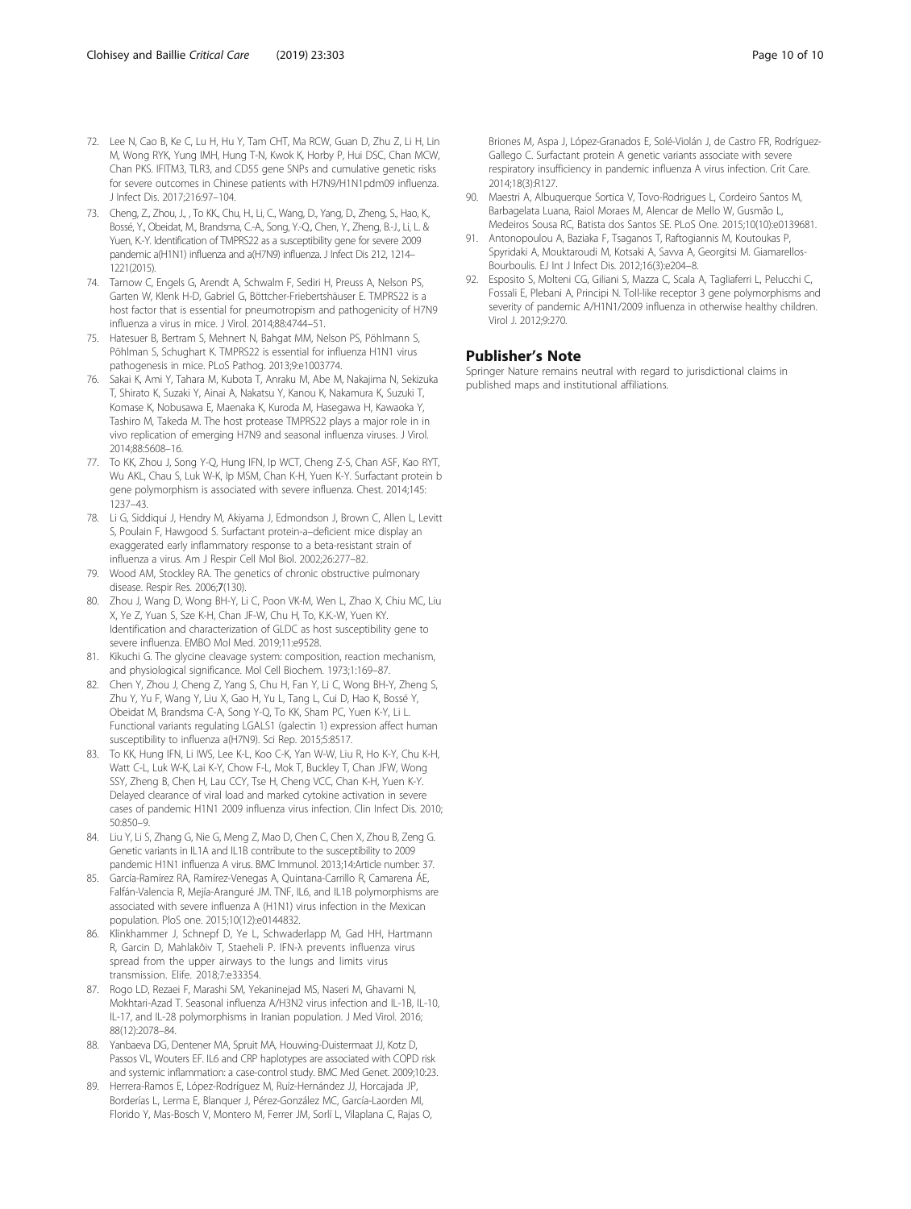72. Lee N, Cao B, Ke C, Lu H, Hu Y, Tam CHT, Ma RCW, Guan D, Zhu Z, Li H, Lin M, Wong RYK, Yung IMH, Hung T-N, Kwok K, Horby P, Hui DSC, Chan MCW, Chan PKS. IFITM3, TLR3, and CD55 gene SNPs and cumulative genetic risks for severe outcomes in Chinese patients with H7N9/H1N1pdm09 influenza. J Infect Dis. 2017;216:97–104.
73. Cheng, Z., Zhou, J., , To KK., Chu, H., Li, C., Wang, D., Yang, D., Zheng, S., Hao, K., Bossé, Y., Obeidat, M., Brandsma, C.-A., Song, Y.-Q., Chen, Y., Zheng, B.-J., Li, L. & Yuen, K.-Y. Identification of TMPRS22 as a susceptibility gene for severe 2009 pandemic a(H1N1) influenza and a(H7N9) influenza. J Infect Dis 212, 1214–1221(2015).
74. Tarnow C, Engels G, Arendt A, Schwalm F, Sediri H, Preuss A, Nelson PS, Garten W, Klenk H-D, Gabriel G, Böttcher-Friebertshäuser E. TMPRSS2 is a host factor that is essential for pneumotropism and pathogenicity of H7N9 influenza a virus in mice. J Virol. 2014;88:4744–51.
75. Hatesuer B, Bertram S, Mehnert N, Bahgat MM, Nelson PS, Pöhlmann S, Pöhlman S, Schughart K. TMPRS22 is essential for influenza H1N1 virus pathogenesis in mice. PLoS Pathog. 2013;9:e1003774.
76. Sakai K, Ami Y, Tahara M, Kubota T, Anraku M, Abe M, Nakajima N, Sekizuka T, Shirato K, Suzaki Y, Ainai A, Nakatsu Y, Kanou K, Nakamura K, Suzuki T, Komase K, Nobusawa E, Maenaka K, Kuroda M, Hasegawa H, Kawaoka Y, Tashiro M, Takeda M. The host protease TMPRS22 plays a major role in in vivo replication of emerging H7N9 and seasonal influenza viruses. J Virol. 2014;88:5608–16.
77. To KK, Zhou J, Song Y-Q, Hung IFN, Ip WCT, Cheng Z-S, Chan ASF, Kao RYT, Wu AKL, Chau S, Luk W-K, Ip MSM, Chan K-H, Yuen K-Y. Surfactant protein b gene polymorphism is associated with severe influenza. Chest. 2014;145: 1237–43.
78. Li G, Siddiqui J, Hendry M, Akiyama J, Edmondson J, Brown C, Allen L, Levitt S, Poulain F, Hawgood S. Surfactant protein-a–deficient mice display an exaggerated early inflammatory response to a beta-resistant strain of influenza a virus. Am J Respir Cell Mol Biol. 2002;26:277–82.
79. Wood AM, Stockley RA. The genetics of chronic obstructive pulmonary disease. Respir Res. 2006;**7**(130).
80. Zhou J, Wang D, Wong BH-Y, Li C, Poon VK-M, Wen L, Zhao X, Chiu MC, Liu X, Ye Z, Yuan S, Sze K-H, Chan JF-W, Chu H, To, K.K.-W, Yuen KY. Identification and characterization of GLDC as host susceptibility gene to severe influenza. EMBO Mol Med. 2019;11:e9528.
81. Kikuchi G. The glycine cleavage system: composition, reaction mechanism, and physiological significance. Mol Cell Biochem. 1973;1:169–87.
82. Chen Y, Zhou J, Cheng Z, Yang S, Chu H, Fan Y, Li C, Wong BH-Y, Zheng S, Zhu Y, Yu F, Wang Y, Liu X, Gao H, Yu L, Tang L, Cui D, Hao K, Bossé Y, Obeidat M, Brandsma C-A, Song Y-Q, To KK, Sham PC, Yuen K-Y, Li L. Functional variants regulating LGALS1 (galectin 1) expression affect human susceptibility to influenza a(H7N9). Sci Rep. 2015;5:8517.
83. To KK, Hung IFN, Li IWS, Lee K-L, Koo C-K, Yan W-W, Liu R, Ho K-Y, Chu K-H, Watt C-L, Luk W-K, Lai K-Y, Chow F-L, Mok T, Buckley T, Chan JFW, Wong SSY, Zheng B, Chen H, Lau CCY, Tse H, Cheng VCC, Chan K-H, Yuen K-Y. Delayed clearance of viral load and marked cytokine activation in severe cases of pandemic H1N1 2009 influenza virus infection. Clin Infect Dis. 2010; 50:850–9.
84. Liu Y, Li S, Zhang G, Nie G, Meng Z, Mao D, Chen C, Chen X, Zhou B, Zeng G. Genetic variants in IL1A and IL1B contribute to the susceptibility to 2009 pandemic H1N1 influenza A virus. BMC Immunol. 2013;14:Article number: 37.
85. García-Ramírez RA, Ramírez-Venegas A, Quintana-Carrillo R, Camarena ÁE, Falfán-Valencia R, Mejía-Aranguré JM. TNF, IL6, and IL1B polymorphisms are associated with severe influenza A (H1N1) virus infection in the Mexican population. PloS one. 2015;10(12):e0144832.
86. Klinkhammer J, Schnepf D, Ye L, Schwaderlapp M, Gad HH, Hartmann R, Garcin D, Mahlakõiv T, Staeheli P. IFN-λ prevents influenza virus spread from the upper airways to the lungs and limits virus transmission. Elife. 2018;7:e33354.
87. Rogo LD, Rezaei F, Marashi SM, Yekaninejad MS, Naseri M, Ghavami N, Mokhtari-Azad T. Seasonal influenza A/H3N2 virus infection and IL-1B, IL-10, IL-17, and IL-28 polymorphisms in Iranian population. J Med Virol. 2016; 88(12):2078–84.
88. Yanbaeva DG, Dentener MA, Spruit MA, Houwing-Duistermaat JJ, Kotz D, Passos VL, Wouters EF. IL6 and CRP haplotypes are associated with COPD risk and systemic inflammation: a case-control study. BMC Med Genet. 2009;10:23.
89. Herrera-Ramos E, López-Rodríguez M, Ruíz-Hernández JJ, Horcajada JP, Borderías L, Lerma E, Blanquer J, Pérez-González MC, García-Laorden MI, Florido Y, Mas-Bosch V, Montero M, Ferrer JM, Sorlí L, Vilaplana C, Rajas O, Briones M, Aspa J, López-Granados E, Solé-Violán J, de Castro FR, Rodríguez-Gallego C. Surfactant protein A genetic variants associate with severe respiratory insufficiency in pandemic influenza A virus infection. Crit Care. 2014;18(3):R127.
90. Maestri A, Albuquerque Sortica V, Tovo-Rodrigues L, Cordeiro Santos M, Barbagelata Luana, Raiol Moraes M, Alencar de Mello W, Gusmão L, Medeiros Sousa RC, Batista dos Santos SE. PLoS One. 2015;10(10):e0139681.
91. Antonopoulou A, Baziaka F, Tsaganos T, Raftogiannis M, Koutoukas P, Spyridaki A, Mouktaroudi M, Kotsaki A, Savva A, Georgitsi M. Giamarellos-Bourboulis. EJ Int J Infect Dis. 2012;16(3):e204–8.
92. Esposito S, Molteni CG, Giliani S, Mazza C, Scala A, Tagliaferri L, Pelucchi C, Fossali E, Plebani A, Principi N. Toll-like receptor 3 gene polymorphisms and severity of pandemic A/H1N1/2009 influenza in otherwise healthy children. Virol J. 2012;9:270.

## Publisher's Note

Springer Nature remains neutral with regard to jurisdictional claims in published maps and institutional affiliations.